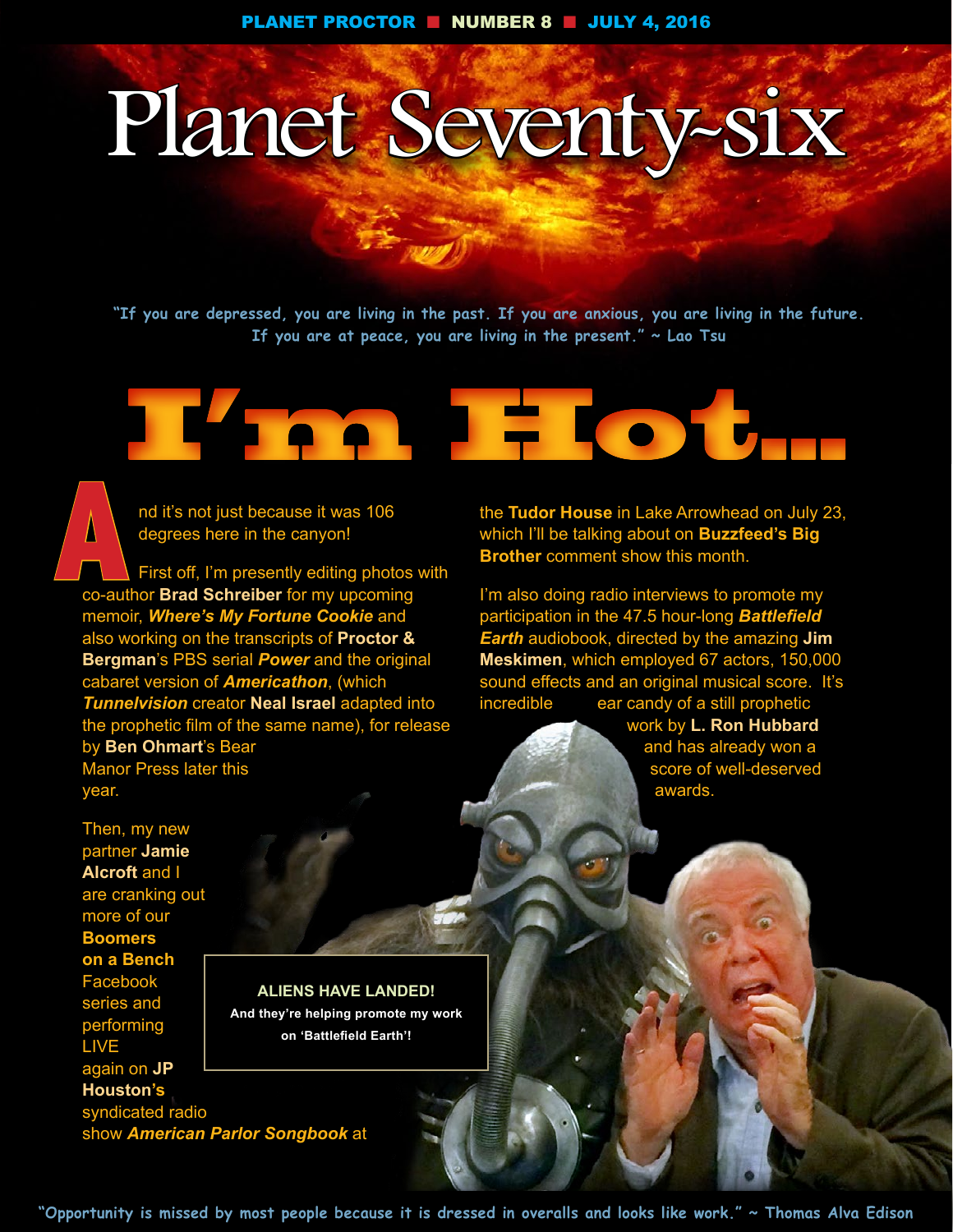# Planet Seventy-six

"If you are depressed, you are living in the past. If you are anxious, you are living in the future. If you are at peace, you are living in the present." ~ Lao Tsu

## I'm Hot...

And it's not just because it was 106 degrees here in the canyon!

First off, I'm presently editing photos with co-author **Brad Schreiber** for my upcoming memoir, ***Where's My Fortune Cookie*** and also working on the transcripts of **Proctor & Bergman**'s PBS serial ***Power*** and the original cabaret version of ***Americathon***, (which ***Tunnelvision*** creator **Neal Israel** adapted into the prophetic film of the same name), for release by **Ben Ohmart**'s Bear Manor Press later this year.

Then, my new partner **Jamie Alcroft** and I are cranking out more of our **Boomers on a Bench** Facebook series and performing LIVE again on **JP Houston's** syndicated radio show ***American Parlor Songbook*** at the **Tudor House** in Lake Arrowhead on July 23, which I'll be talking about on **Buzzfeed's Big Brother** comment show this month.

I'm also doing radio interviews to promote my participation in the 47.5 hour-long ***Battlefield Earth*** audiobook, directed by the amazing **Jim Meskimen**, which employed 67 actors, 150,000 sound effects and an original musical score. It's incredible ear candy of a still prophetic work by **L. Ron Hubbard** and has already won a score of well-deserved awards.

**ALIENS HAVE LANDED!**
**And they're helping promote my work on 'Battlefield Earth'!**

"Opportunity is missed by most people because it is dressed in overalls and looks like work." ~ Thomas Alva Edison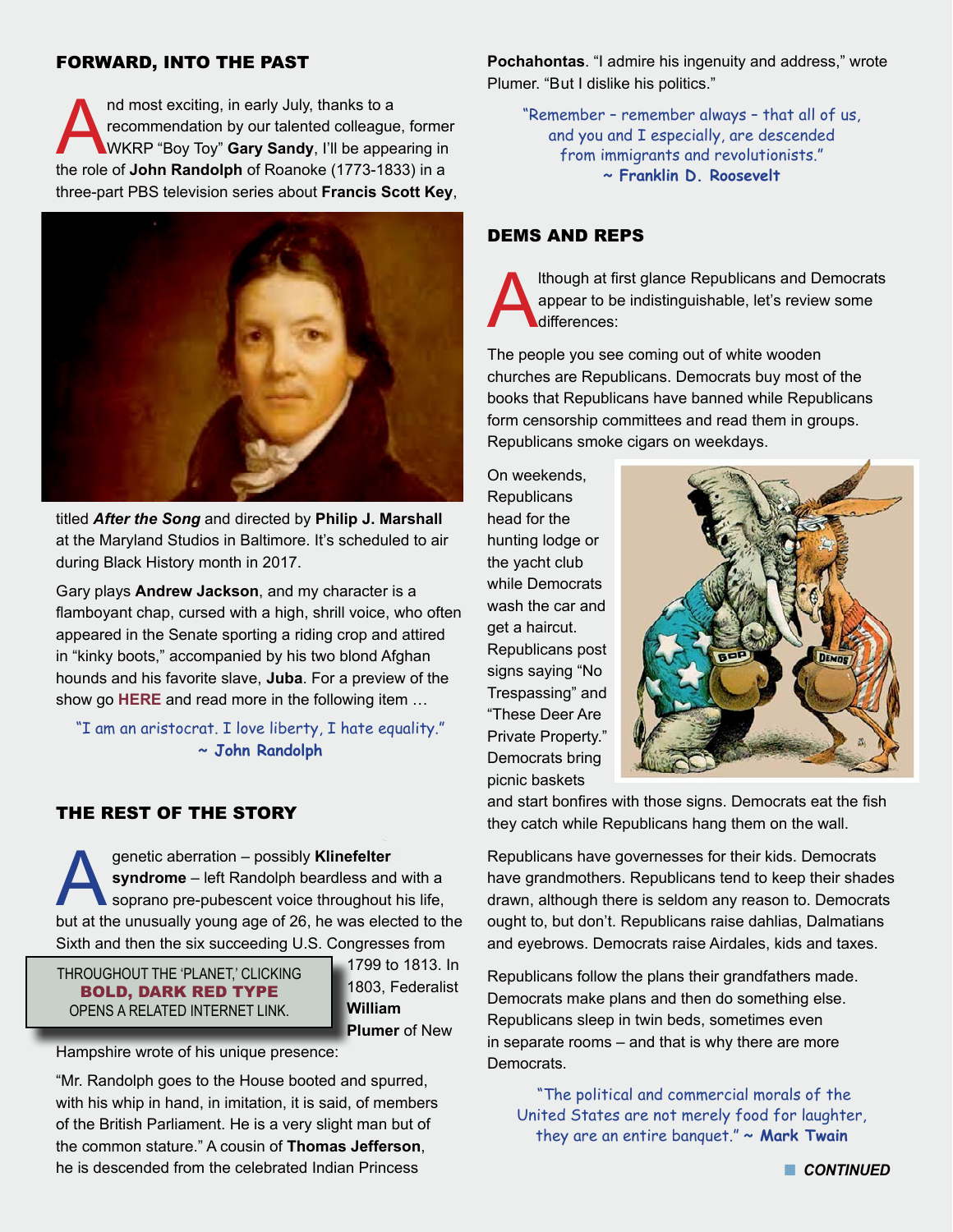## FORWARD, INTO THE PAST

And most exciting, in early July, thanks to a recommendation by our talented colleague, former WKRP "Boy Toy" **Gary Sandy**, I'll be appearing in the role of **John Randolph** of Roanoke (1773-1833) in a three-part PBS television series about **Francis Scott Key**, titled ***After the Song*** and directed by **Philip J. Marshall** at the Maryland Studios in Baltimore. It's scheduled to air during Black History month in 2017.

Gary plays **Andrew Jackson**, and my character is a flamboyant chap, cursed with a high, shrill voice, who often appeared in the Senate sporting a riding crop and attired in "kinky boots," accompanied by his two blond Afghan hounds and his favorite slave, **Juba**. For a preview of the show go **HERE** and read more in the following item …

"I am an aristocrat. I love liberty, I hate equality."
**~ John Randolph**

## THE REST OF THE STORY

A genetic aberration – possibly **Klinefelter syndrome** – left Randolph beardless and with a soprano pre-pubescent voice throughout his life, but at the unusually young age of 26, he was elected to the Sixth and then the six succeeding U.S. Congresses from 1799 to 1813. In 1803, Federalist **William Plumer** of New Hampshire wrote of his unique presence:

"Mr. Randolph goes to the House booted and spurred, with his whip in hand, in imitation, it is said, of members of the British Parliament. He is a very slight man but of the common stature." A cousin of **Thomas Jefferson**, he is descended from the celebrated Indian Princess **Pochahontas**. "I admire his ingenuity and address," wrote Plumer. "But I dislike his politics."

THROUGHOUT THE 'PLANET,' CLICKING **BOLD, DARK RED TYPE** OPENS A RELATED INTERNET LINK.

"Remember – remember always – that all of us, and you and I especially, are descended from immigrants and revolutionists."
**~ Franklin D. Roosevelt**

## DEMS AND REPS

Although at first glance Republicans and Democrats appear to be indistinguishable, let's review some differences:

The people you see coming out of white wooden churches are Republicans. Democrats buy most of the books that Republicans have banned while Republicans form censorship committees and read them in groups. Republicans smoke cigars on weekdays.

On weekends, Republicans head for the hunting lodge or the yacht club while Democrats wash the car and get a haircut. Republicans post signs saying "No Trespassing" and "These Deer Are Private Property." Democrats bring picnic baskets and start bonfires with those signs. Democrats eat the fish they catch while Republicans hang them on the wall.

Republicans have governesses for their kids. Democrats have grandmothers. Republicans tend to keep their shades drawn, although there is seldom any reason to. Democrats ought to, but don't. Republicans raise dahlias, Dalmatians and eyebrows. Democrats raise Airdales, kids and taxes.

Republicans follow the plans their grandfathers made. Democrats make plans and then do something else. Republicans sleep in twin beds, sometimes even in separate rooms – and that is why there are more Democrats.

"The political and commercial morals of the United States are not merely food for laughter, they are an entire banquet." ~ **Mark Twain**

***CONTINUED***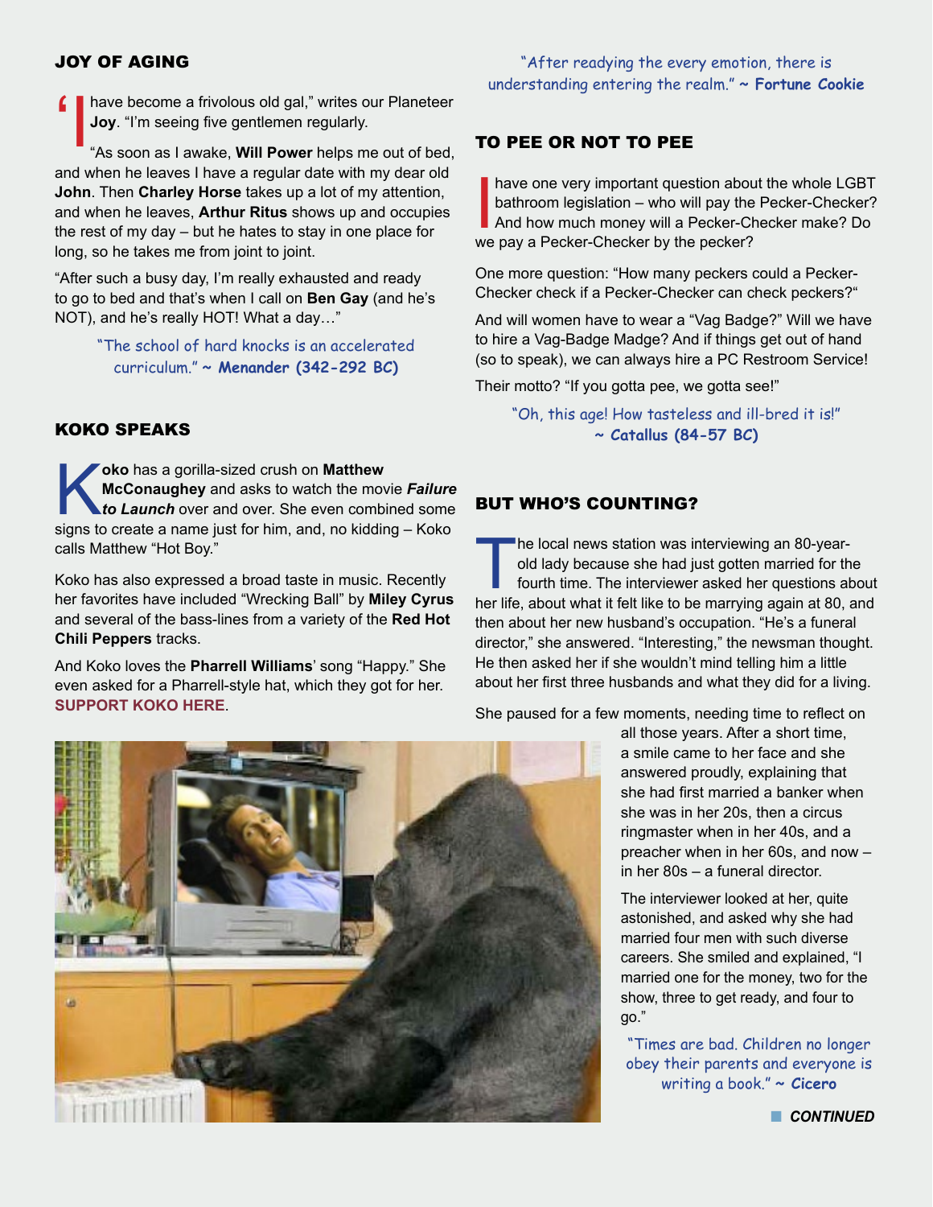## JOY OF AGING

"I have become a frivolous old gal," writes our Planeteer **Joy**. "I'm seeing five gentlemen regularly.

"As soon as I awake, **Will Power** helps me out of bed, and when he leaves I have a regular date with my dear old **John**. Then **Charley Horse** takes up a lot of my attention, and when he leaves, **Arthur Ritus** shows up and occupies the rest of my day – but he hates to stay in one place for long, so he takes me from joint to joint.

"After such a busy day, I'm really exhausted and ready to go to bed and that's when I call on **Ben Gay** (and he's NOT), and he's really HOT! What a day…"

"The school of hard knocks is an accelerated curriculum." ~ **Menander (342-292 BC)**

## KOKO SPEAKS

**Koko** has a gorilla-sized crush on **Matthew McConaughey** and asks to watch the movie ***Failure to Launch*** over and over. She even combined some signs to create a name just for him, and, no kidding – Koko calls Matthew "Hot Boy."

Koko has also expressed a broad taste in music. Recently her favorites have included "Wrecking Ball" by **Miley Cyrus** and several of the bass-lines from a variety of the **Red Hot Chili Peppers** tracks.

And Koko loves the **Pharrell Williams**' song "Happy." She even asked for a Pharrell-style hat, which they got for her. **SUPPORT KOKO HERE**.

"After readying the every emotion, there is understanding entering the realm." ~ **Fortune Cookie**

## TO PEE OR NOT TO PEE

I have one very important question about the whole LGBT bathroom legislation – who will pay the Pecker-Checker? And how much money will a Pecker-Checker make? Do we pay a Pecker-Checker by the pecker?

One more question: "How many peckers could a Pecker-Checker check if a Pecker-Checker can check peckers?"

And will women have to wear a "Vag Badge?" Will we have to hire a Vag-Badge Madge? And if things get out of hand (so to speak), we can always hire a PC Restroom Service!

Their motto? "If you gotta pee, we gotta see!"

"Oh, this age! How tasteless and ill-bred it is!" ~ **Catallus (84-57 BC)**

## BUT WHO'S COUNTING?

The local news station was interviewing an 80-year-old lady because she had just gotten married for the fourth time. The interviewer asked her questions about her life, about what it felt like to be marrying again at 80, and then about her new husband's occupation. "He's a funeral director," she answered. "Interesting," the newsman thought. He then asked her if she wouldn't mind telling him a little about her first three husbands and what they did for a living.

She paused for a few moments, needing time to reflect on all those years. After a short time, a smile came to her face and she answered proudly, explaining that she had first married a banker when she was in her 20s, then a circus ringmaster when in her 40s, and a preacher when in her 60s, and now – in her 80s – a funeral director.

The interviewer looked at her, quite astonished, and asked why she had married four men with such diverse careers. She smiled and explained, "I married one for the money, two for the show, three to get ready, and four to go."

"Times are bad. Children no longer obey their parents and everyone is writing a book." ~ **Cicero**

***CONTINUED***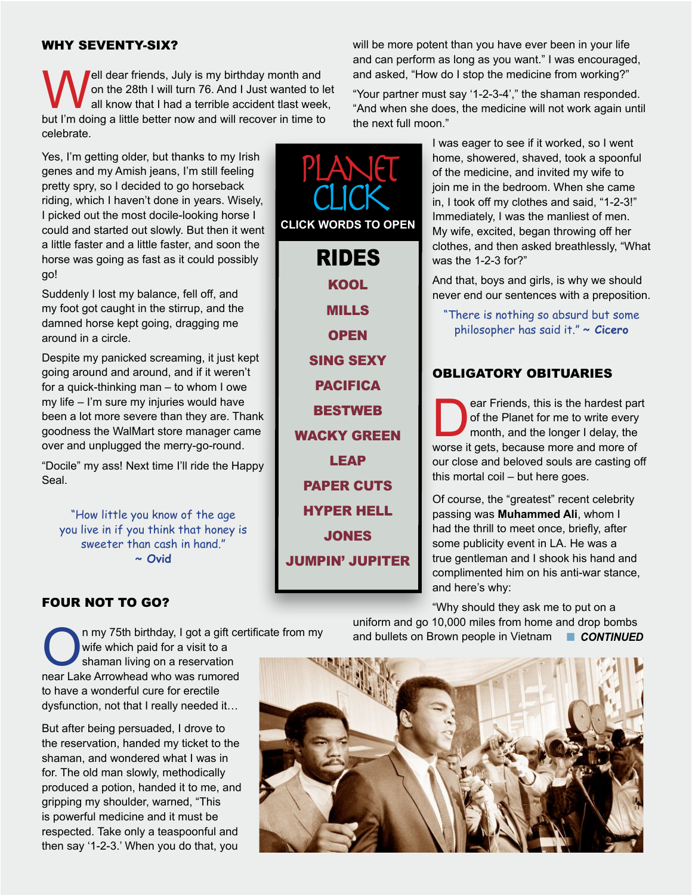## WHY SEVENTY-SIX?

Well dear friends, July is my birthday month and on the 28th I will turn 76. And I Just wanted to let all know that I had a terrible accident tlast week, but I'm doing a little better now and will recover in time to celebrate.

Yes, I'm getting older, but thanks to my Irish genes and my Amish jeans, I'm still feeling pretty spry, so I decided to go horseback riding, which I haven't done in years. Wisely, I picked out the most docile-looking horse I could and started out slowly. But then it went a little faster and a little faster, and soon the horse was going as fast as it could possibly go!

Suddenly I lost my balance, fell off, and my foot got caught in the stirrup, and the damned horse kept going, dragging me around in a circle.

Despite my panicked screaming, it just kept going around and around, and if it weren't for a quick-thinking man – to whom I owe my life – I'm sure my injuries would have been a lot more severe than they are. Thank goodness the WalMart store manager came over and unplugged the merry-go-round.

"Docile" my ass! Next time I'll ride the Happy Seal.

*"How little you know of the age you live in if you think that honey is sweeter than cash in hand."*
**~ Ovid**

## FOUR NOT TO GO?

On my 75th birthday, I got a gift certificate from my wife which paid for a visit to a shaman living on a reservation near Lake Arrowhead who was rumored to have a wonderful cure for erectile dysfunction, not that I really needed it…

But after being persuaded, I drove to the reservation, handed my ticket to the shaman, and wondered what I was in for. The old man slowly, methodically produced a potion, handed it to me, and gripping my shoulder, warned, "This is powerful medicine and it must be respected. Take only a teaspoonful and then say '1-2-3.' When you do that, you will be more potent than you have ever been in your life and can perform as long as you want." I was encouraged, and asked, "How do I stop the medicine from working?"

"Your partner must say '1-2-3-4'," the shaman responded. "And when she does, the medicine will not work again until the next full moon."

I was eager to see if it worked, so I went home, showered, shaved, took a spoonful of the medicine, and invited my wife to join me in the bedroom. When she came in, I took off my clothes and said, "1-2-3!" Immediately, I was the manliest of men. My wife, excited, began throwing off her clothes, and then asked breathlessly, "What was the 1-2-3 for?"

And that, boys and girls, is why we should never end our sentences with a preposition.

*"There is nothing so absurd but some philosopher has said it."* **~ Cicero**

**PLANET CLICK**

**CLICK WORDS TO OPEN**

**RIDES**

- KOOL
- MILLS
- OPEN
- SING SEXY
- PACIFICA
- BESTWEB
- WACKY GREEN
- LEAP
- PAPER CUTS
- HYPER HELL
- JONES
- JUMPIN' JUPITER

## OBLIGATORY OBITUARIES

Dear Friends, this is the hardest part of the Planet for me to write every month, and the longer I delay, the worse it gets, because more and more of our close and beloved souls are casting off this mortal coil – but here goes.

Of course, the "greatest" recent celebrity passing was **Muhammed Ali**, whom I had the thrill to meet once, briefly, after some publicity event in LA. He was a true gentleman and I shook his hand and complimented him on his anti-war stance, and here's why:

"Why should they ask me to put on a uniform and go 10,000 miles from home and drop bombs and bullets on Brown people in Vietnam **CONTINUED**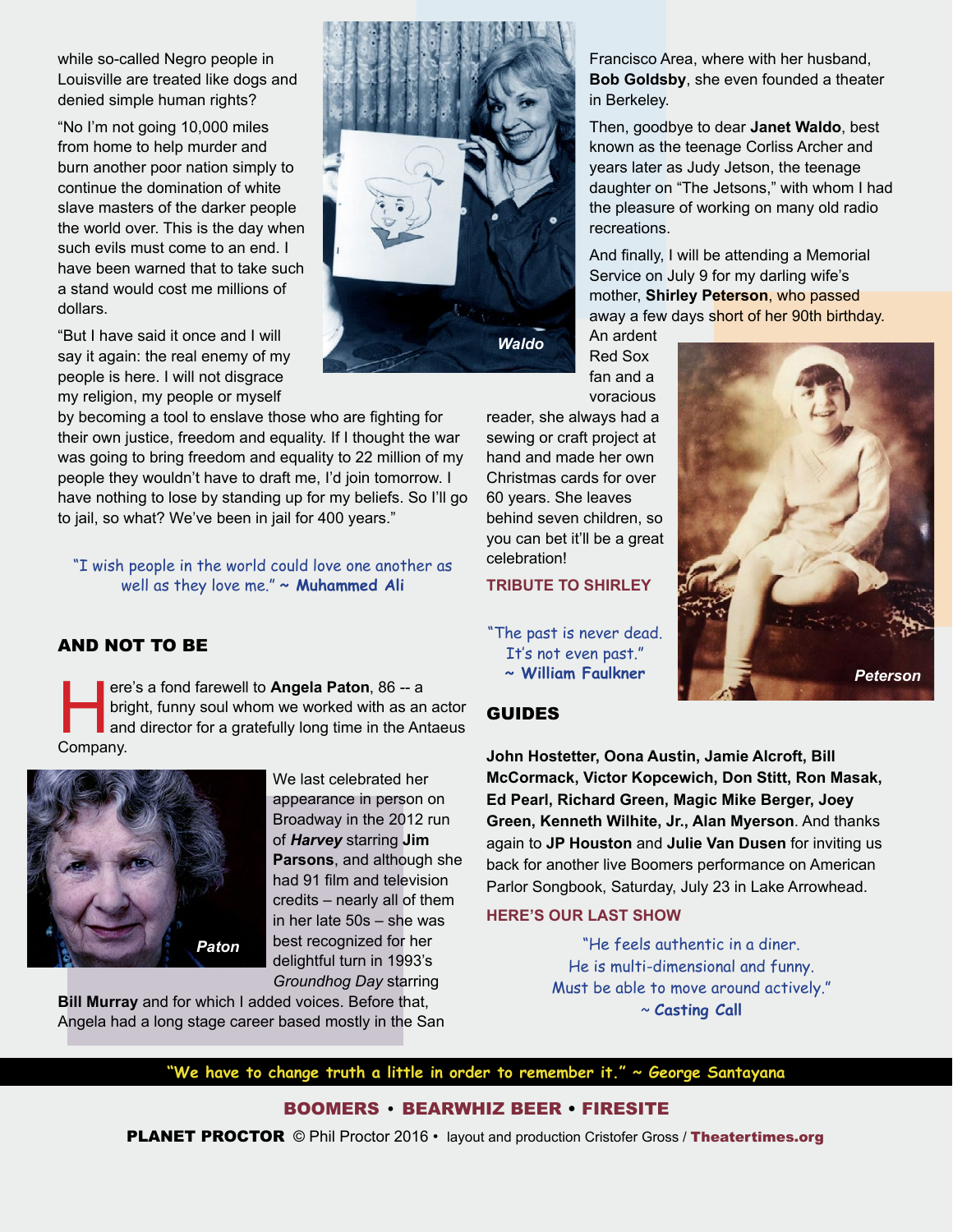while so-called Negro people in Louisville are treated like dogs and denied simple human rights?

"No I'm not going 10,000 miles from home to help murder and burn another poor nation simply to continue the domination of white slave masters of the darker people the world over. This is the day when such evils must come to an end. I have been warned that to take such a stand would cost me millions of dollars.

"But I have said it once and I will say it again: the real enemy of my people is here. I will not disgrace my religion, my people or myself by becoming a tool to enslave those who are fighting for their own justice, freedom and equality. If I thought the war was going to bring freedom and equality to 22 million of my people they wouldn't have to draft me, I'd join tomorrow. I have nothing to lose by standing up for my beliefs. So I'll go to jail, so what? We've been in jail for 400 years."

"I wish people in the world could love one another as well as they love me." ~ **Muhammed Ali**

## AND NOT TO BE

Here's a fond farewell to **Angela Paton**, 86 -- a bright, funny soul whom we worked with as an actor and director for a gratefully long time in the Antaeus Company.

*Paton*

We last celebrated her appearance in person on Broadway in the 2012 run of ***Harvey*** starring **Jim Parsons**, and although she had 91 film and television credits – nearly all of them in her late 50s – she was best recognized for her delightful turn in 1993's *Groundhog Day* starring **Bill Murray** and for which I added voices. Before that, Angela had a long stage career based mostly in the San Francisco Area, where with her husband, **Bob Goldsby**, she even founded a theater in Berkeley.

*Waldo*

Then, goodbye to dear **Janet Waldo**, best known as the teenage Corliss Archer and years later as Judy Jetson, the teenage daughter on "The Jetsons," with whom I had the pleasure of working on many old radio recreations.

And finally, I will be attending a Memorial Service on July 9 for my darling wife's mother, **Shirley Peterson**, who passed away a few days short of her 90th birthday. An ardent Red Sox fan and a voracious reader, she always had a sewing or craft project at hand and made her own Christmas cards for over 60 years. She leaves behind seven children, so you can bet it'll be a great celebration!

**TRIBUTE TO SHIRLEY**

*Peterson*

"The past is never dead. It's not even past." ~ **William Faulkner**

## GUIDES

**John Hostetter, Oona Austin, Jamie Alcroft, Bill McCormack, Victor Kopcewich, Don Stitt, Ron Masak, Ed Pearl, Richard Green, Magic Mike Berger, Joey Green, Kenneth Wilhite, Jr., Alan Myerson**. And thanks again to **JP Houston** and **Julie Van Dusen** for inviting us back for another live Boomers performance on American Parlor Songbook, Saturday, July 23 in Lake Arrowhead.

**HERE'S OUR LAST SHOW**

"He feels authentic in a diner.
He is multi-dimensional and funny.
Must be able to move around actively."
~ **Casting Call**

"We have to change truth a little in order to remember it." ~ George Santayana

**BOOMERS • BEARWHIZ BEER • FIRESITE**

**PLANET PROCTOR** © Phil Proctor 2016 • layout and production Cristofer Gross / **Theatertimes.org**